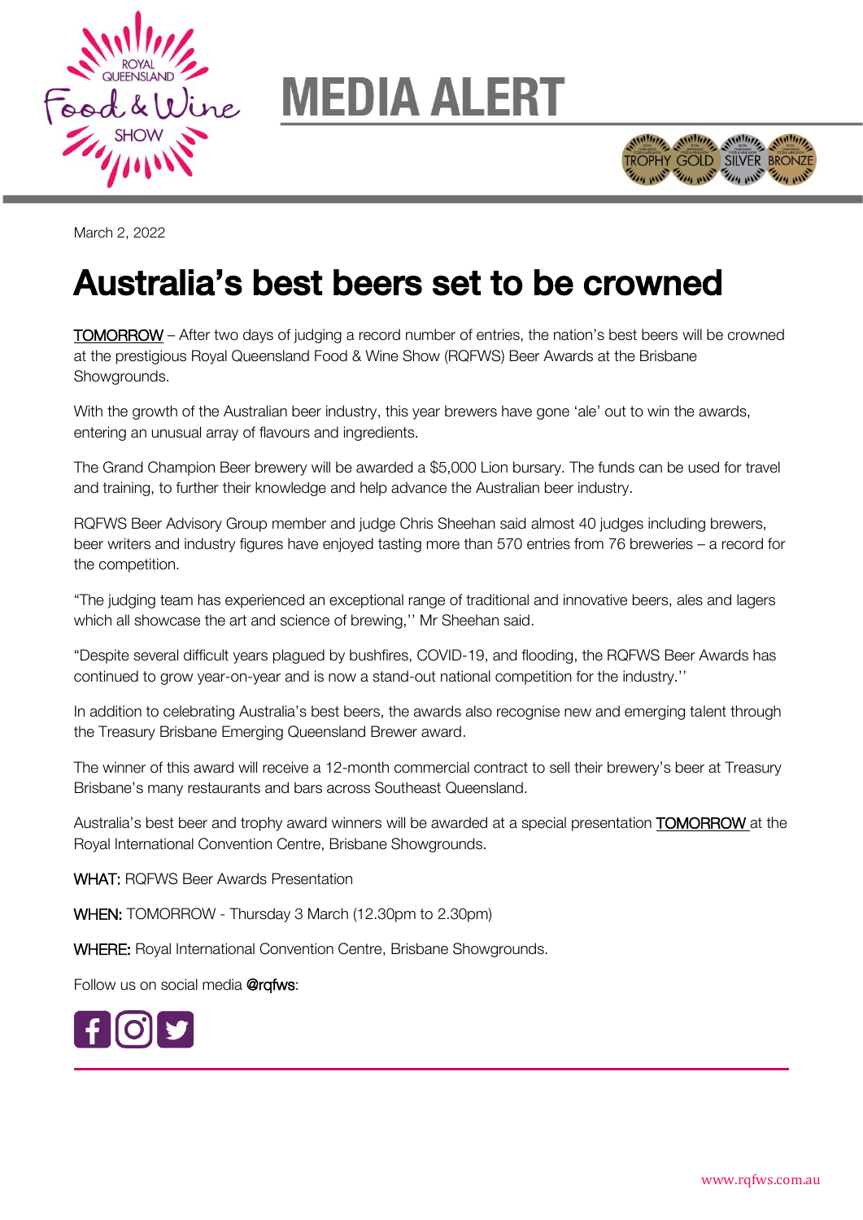# MEDIA ALERT

March 2, 2022

# Australia's best beers set to be crowned

TOMORROW – After two days of judging a record number of entries, the nation's best beers will be crowned at the prestigious Royal Queensland Food & Wine Show (RQFWS) Beer Awards at the Brisbane Showgrounds.

With the growth of the Australian beer industry, this year brewers have gone 'ale' out to win the awards, entering an unusual array of flavours and ingredients.

The Grand Champion Beer brewery will be awarded a $5,000 Lion bursary. The funds can be used for travel and training, to further their knowledge and help advance the Australian beer industry.

RQFWS Beer Advisory Group member and judge Chris Sheehan said almost 40 judges including brewers, beer writers and industry figures have enjoyed tasting more than 570 entries from 76 breweries – a record for the competition.

"The judging team has experienced an exceptional range of traditional and innovative beers, ales and lagers which all showcase the art and science of brewing,'' Mr Sheehan said.

"Despite several difficult years plagued by bushfires, COVID-19, and flooding, the RQFWS Beer Awards has continued to grow year-on-year and is now a stand-out national competition for the industry.''

In addition to celebrating Australia's best beers, the awards also recognise new and emerging talent through the Treasury Brisbane Emerging Queensland Brewer award.

The winner of this award will receive a 12-month commercial contract to sell their brewery's beer at Treasury Brisbane's many restaurants and bars across Southeast Queensland.

Australia's best beer and trophy award winners will be awarded at a special presentation TOMORROW at the Royal International Convention Centre, Brisbane Showgrounds.

**WHAT:** RQFWS Beer Awards Presentation

**WHEN:** TOMORROW - Thursday 3 March (12.30pm to 2.30pm)

**WHERE:** Royal International Convention Centre, Brisbane Showgrounds.

Follow us on social media **@rqfws**: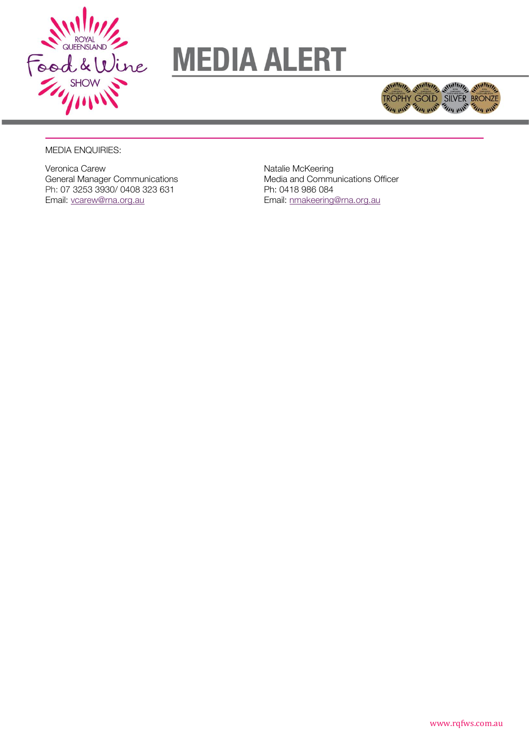# MEDIA ALERT

MEDIA ENQUIRIES:

Veronica Carew
General Manager Communications
Ph: 07 3253 3930/ 0408 323 631
Email: vcarew@rna.org.au

Natalie McKeering
Media and Communications Officer
Ph: 0418 986 084
Email: nmakeering@rna.org.au